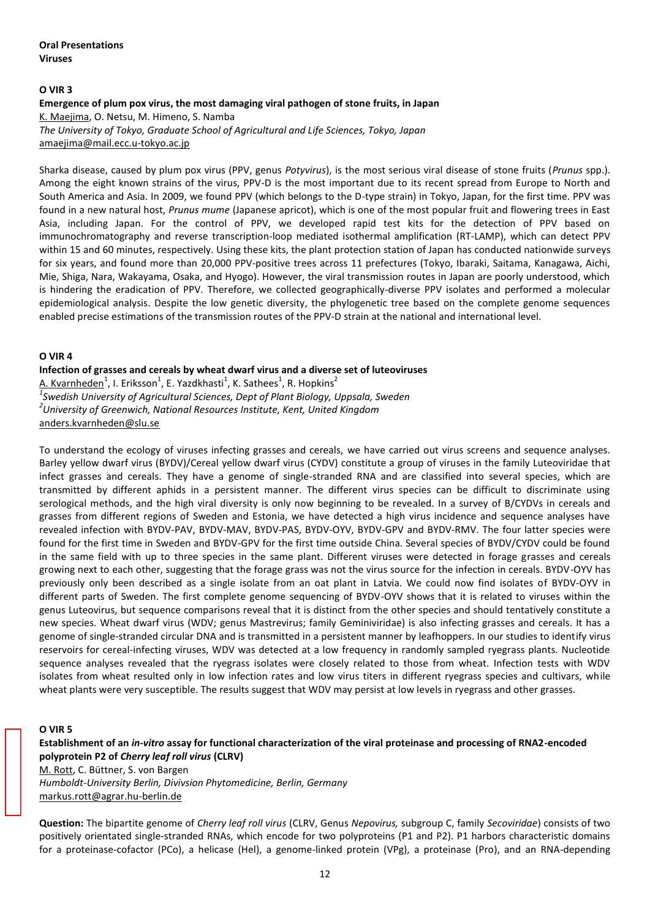**Oral Presentations**
**Viruses**

**O VIR 3**

**Emergence of plum pox virus, the most damaging viral pathogen of stone fruits, in Japan**

K. Maejima, O. Netsu, M. Himeno, S. Namba

*The University of Tokyo, Graduate School of Agricultural and Life Sciences, Tokyo, Japan*

amaejima@mail.ecc.u-tokyo.ac.jp

Sharka disease, caused by plum pox virus (PPV, genus *Potyvirus*), is the most serious viral disease of stone fruits (*Prunus* spp.). Among the eight known strains of the virus, PPV-D is the most important due to its recent spread from Europe to North and South America and Asia. In 2009, we found PPV (which belongs to the D-type strain) in Tokyo, Japan, for the first time. PPV was found in a new natural host, *Prunus mume* (Japanese apricot), which is one of the most popular fruit and flowering trees in East Asia, including Japan. For the control of PPV, we developed rapid test kits for the detection of PPV based on immunochromatography and reverse transcription-loop mediated isothermal amplification (RT-LAMP), which can detect PPV within 15 and 60 minutes, respectively. Using these kits, the plant protection station of Japan has conducted nationwide surveys for six years, and found more than 20,000 PPV-positive trees across 11 prefectures (Tokyo, Ibaraki, Saitama, Kanagawa, Aichi, Mie, Shiga, Nara, Wakayama, Osaka, and Hyogo). However, the viral transmission routes in Japan are poorly understood, which is hindering the eradication of PPV. Therefore, we collected geographically-diverse PPV isolates and performed a molecular epidemiological analysis. Despite the low genetic diversity, the phylogenetic tree based on the complete genome sequences enabled precise estimations of the transmission routes of the PPV-D strain at the national and international level.

**O VIR 4**

**Infection of grasses and cereals by wheat dwarf virus and a diverse set of luteoviruses**

A. Kvarnheden[1], I. Eriksson[1], E. Yazdkhasti[1], K. Sathees[1], R. Hopkins[2]

[1]*Swedish University of Agricultural Sciences, Dept of Plant Biology, Uppsala, Sweden*

[2]*University of Greenwich, National Resources Institute, Kent, United Kingdom*

anders.kvarnheden@slu.se

To understand the ecology of viruses infecting grasses and cereals, we have carried out virus screens and sequence analyses. Barley yellow dwarf virus (BYDV)/Cereal yellow dwarf virus (CYDV) constitute a group of viruses in the family Luteoviridae that infect grasses and cereals. They have a genome of single-stranded RNA and are classified into several species, which are transmitted by different aphids in a persistent manner. The different virus species can be difficult to discriminate using serological methods, and the high viral diversity is only now beginning to be revealed. In a survey of B/CYDVs in cereals and grasses from different regions of Sweden and Estonia, we have detected a high virus incidence and sequence analyses have revealed infection with BYDV-PAV, BYDV-MAV, BYDV-PAS, BYDV-OYV, BYDV-GPV and BYDV-RMV. The four latter species were found for the first time in Sweden and BYDV-GPV for the first time outside China. Several species of BYDV/CYDV could be found in the same field with up to three species in the same plant. Different viruses were detected in forage grasses and cereals growing next to each other, suggesting that the forage grass was not the virus source for the infection in cereals. BYDV-OYV has previously only been described as a single isolate from an oat plant in Latvia. We could now find isolates of BYDV-OYV in different parts of Sweden. The first complete genome sequencing of BYDV-OYV shows that it is related to viruses within the genus Luteovirus, but sequence comparisons reveal that it is distinct from the other species and should tentatively constitute a new species. Wheat dwarf virus (WDV; genus Mastrevirus; family Geminiviridae) is also infecting grasses and cereals. It has a genome of single-stranded circular DNA and is transmitted in a persistent manner by leafhoppers. In our studies to identify virus reservoirs for cereal-infecting viruses, WDV was detected at a low frequency in randomly sampled ryegrass plants. Nucleotide sequence analyses revealed that the ryegrass isolates were closely related to those from wheat. Infection tests with WDV isolates from wheat resulted only in low infection rates and low virus titers in different ryegrass species and cultivars, while wheat plants were very susceptible. The results suggest that WDV may persist at low levels in ryegrass and other grasses.

**O VIR 5**

**Establishment of an *in-vitro* assay for functional characterization of the viral proteinase and processing of RNA2-encoded polyprotein P2 of *Cherry leaf roll virus* (CLRV)**

M. Rott, C. Büttner, S. von Bargen

*Humboldt-University Berlin, Divivsion Phytomedicine, Berlin, Germany*

markus.rott@agrar.hu-berlin.de

**Question:** The bipartite genome of *Cherry leaf roll virus* (CLRV, Genus *Nepovirus,* subgroup C, family *Secoviridae*) consists of two positively orientated single-stranded RNAs, which encode for two polyproteins (P1 and P2). P1 harbors characteristic domains for a proteinase-cofactor (PCo), a helicase (Hel), a genome-linked protein (VPg), a proteinase (Pro), and an RNA-depending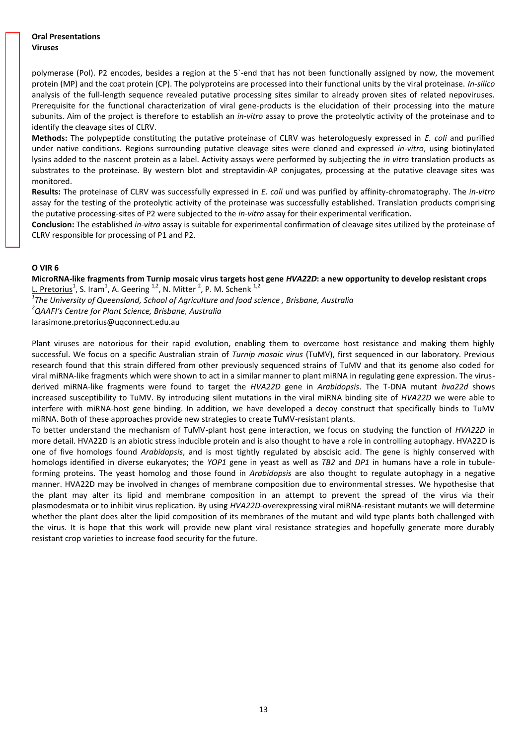polymerase (Pol). P2 encodes, besides a region at the 5`-end that has not been functionally assigned by now, the movement protein (MP) and the coat protein (CP). The polyproteins are processed into their functional units by the viral proteinase. *In-silico* analysis of the full-length sequence revealed putative processing sites similar to already proven sites of related nepoviruses. Prerequisite for the functional characterization of viral gene-products is the elucidation of their processing into the mature subunits. Aim of the project is therefore to establish an *in-vitro* assay to prove the proteolytic activity of the proteinase and to identify the cleavage sites of CLRV.

**Methods:** The polypeptide constituting the putative proteinase of CLRV was heterologuesly expressed in *E. coli* and purified under native conditions. Regions surrounding putative cleavage sites were cloned and expressed *in-vitro*, using biotinylated lysins added to the nascent protein as a label. Activity assays were performed by subjecting the *in vitro* translation products as substrates to the proteinase. By western blot and streptavidin-AP conjugates, processing at the putative cleavage sites was monitored.

**Results:** The proteinase of CLRV was successfully expressed in *E. coli* und was purified by affinity-chromatography. The *in-vitro* assay for the testing of the proteolytic activity of the proteinase was successfully established. Translation products comprising the putative processing-sites of P2 were subjected to the *in-vitro* assay for their experimental verification.

**Conclusion:** The established *in-vitro* assay is suitable for experimental confirmation of cleavage sites utilized by the proteinase of CLRV responsible for processing of P1 and P2.

**O VIR 6**

**MicroRNA-like fragments from Turnip mosaic virus targets host gene *HVA22D*: a new opportunity to develop resistant crops**

L. Pretorius[1], S. Iram[1], A. Geering [1,2], N. Mitter [2], P. M. Schenk [1,2]

[1]*The University of Queensland, School of Agriculture and food science , Brisbane, Australia*

[2]*QAAFI's Centre for Plant Science, Brisbane, Australia*

larasimone.pretorius@uqconnect.edu.au

Plant viruses are notorious for their rapid evolution, enabling them to overcome host resistance and making them highly successful. We focus on a specific Australian strain of *Turnip mosaic virus* (TuMV), first sequenced in our laboratory. Previous research found that this strain differed from other previously sequenced strains of TuMV and that its genome also coded for viral miRNA-like fragments which were shown to act in a similar manner to plant miRNA in regulating gene expression. The virus-derived miRNA-like fragments were found to target the *HVA22D* gene in *Arabidopsis*. The T-DNA mutant *hva22d* shows increased susceptibility to TuMV. By introducing silent mutations in the viral miRNA binding site of *HVA22D* we were able to interfere with miRNA-host gene binding. In addition, we have developed a decoy construct that specifically binds to TuMV miRNA. Both of these approaches provide new strategies to create TuMV-resistant plants.

To better understand the mechanism of TuMV-plant host gene interaction, we focus on studying the function of *HVA22D* in more detail. HVA22D is an abiotic stress inducible protein and is also thought to have a role in controlling autophagy. HVA22D is one of five homologs found *Arabidopsis*, and is most tightly regulated by abscisic acid. The gene is highly conserved with homologs identified in diverse eukaryotes; the *YOP1* gene in yeast as well as *TB2* and *DP1* in humans have a role in tubule-forming proteins. The yeast homolog and those found in *Arabidopsis* are also thought to regulate autophagy in a negative manner. HVA22D may be involved in changes of membrane composition due to environmental stresses. We hypothesise that the plant may alter its lipid and membrane composition in an attempt to prevent the spread of the virus via their plasmodesmata or to inhibit virus replication. By using *HVA22D*-overexpressing viral miRNA-resistant mutants we will determine whether the plant does alter the lipid composition of its membranes of the mutant and wild type plants both challenged with the virus. It is hope that this work will provide new plant viral resistance strategies and hopefully generate more durably resistant crop varieties to increase food security for the future.